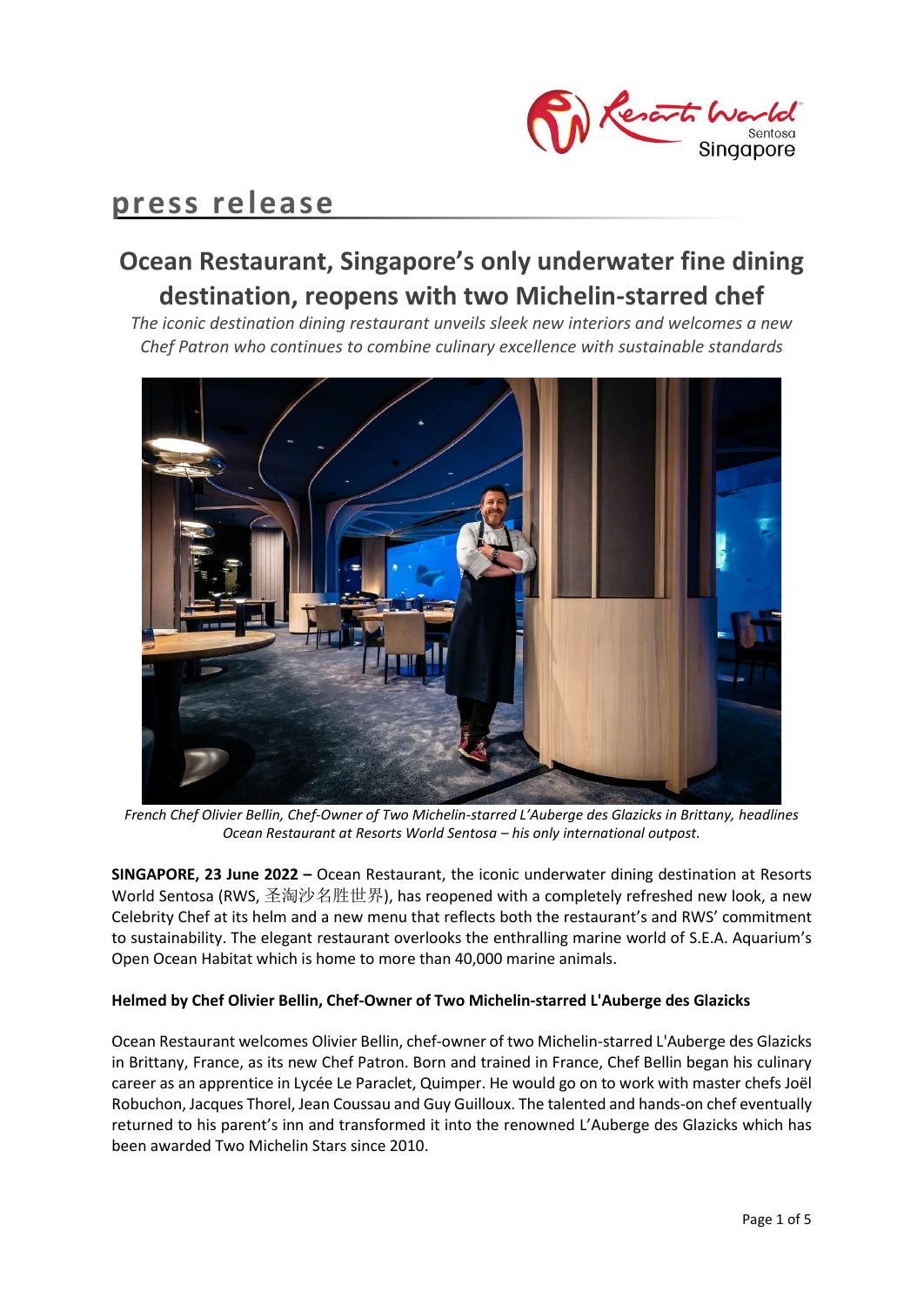press release

# Ocean Restaurant, Singapore's only underwater fine dining destination, reopens with two Michelin-starred chef

*The iconic destination dining restaurant unveils sleek new interiors and welcomes a new Chef Patron who continues to combine culinary excellence with sustainable standards*

*French Chef Olivier Bellin, Chef-Owner of Two Michelin-starred L'Auberge des Glazicks in Brittany, headlines Ocean Restaurant at Resorts World Sentosa – his only international outpost.*

**SINGAPORE, 23 June 2022 –** Ocean Restaurant, the iconic underwater dining destination at Resorts World Sentosa (RWS, 圣淘沙名胜世界), has reopened with a completely refreshed new look, a new Celebrity Chef at its helm and a new menu that reflects both the restaurant's and RWS' commitment to sustainability. The elegant restaurant overlooks the enthralling marine world of S.E.A. Aquarium's Open Ocean Habitat which is home to more than 40,000 marine animals.

**Helmed by Chef Olivier Bellin, Chef-Owner of Two Michelin-starred L'Auberge des Glazicks**

Ocean Restaurant welcomes Olivier Bellin, chef-owner of two Michelin-starred L'Auberge des Glazicks in Brittany, France, as its new Chef Patron. Born and trained in France, Chef Bellin began his culinary career as an apprentice in Lycée Le Paraclet, Quimper. He would go on to work with master chefs Joël Robuchon, Jacques Thorel, Jean Coussau and Guy Guilloux. The talented and hands-on chef eventually returned to his parent's inn and transformed it into the renowned L'Auberge des Glazicks which has been awarded Two Michelin Stars since 2010.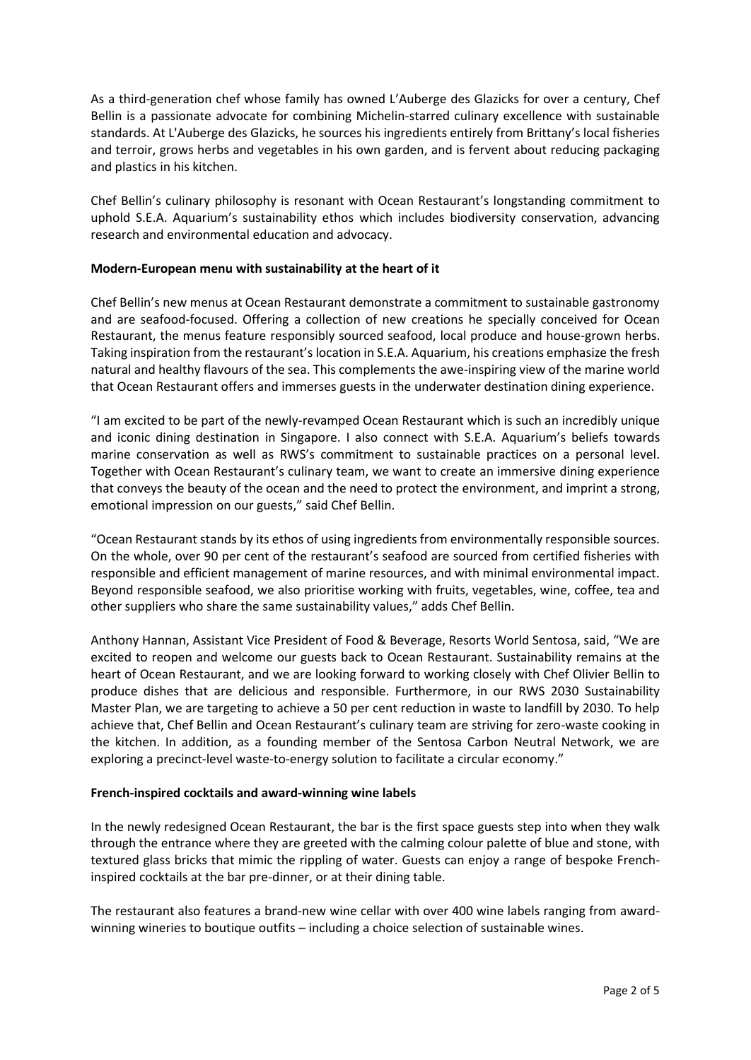As a third-generation chef whose family has owned L'Auberge des Glazicks for over a century, Chef Bellin is a passionate advocate for combining Michelin-starred culinary excellence with sustainable standards. At L'Auberge des Glazicks, he sources his ingredients entirely from Brittany's local fisheries and terroir, grows herbs and vegetables in his own garden, and is fervent about reducing packaging and plastics in his kitchen.

Chef Bellin's culinary philosophy is resonant with Ocean Restaurant's longstanding commitment to uphold S.E.A. Aquarium's sustainability ethos which includes biodiversity conservation, advancing research and environmental education and advocacy.

**Modern-European menu with sustainability at the heart of it**

Chef Bellin's new menus at Ocean Restaurant demonstrate a commitment to sustainable gastronomy and are seafood-focused. Offering a collection of new creations he specially conceived for Ocean Restaurant, the menus feature responsibly sourced seafood, local produce and house-grown herbs. Taking inspiration from the restaurant's location in S.E.A. Aquarium, his creations emphasize the fresh natural and healthy flavours of the sea. This complements the awe-inspiring view of the marine world that Ocean Restaurant offers and immerses guests in the underwater destination dining experience.

"I am excited to be part of the newly-revamped Ocean Restaurant which is such an incredibly unique and iconic dining destination in Singapore. I also connect with S.E.A. Aquarium's beliefs towards marine conservation as well as RWS's commitment to sustainable practices on a personal level. Together with Ocean Restaurant's culinary team, we want to create an immersive dining experience that conveys the beauty of the ocean and the need to protect the environment, and imprint a strong, emotional impression on our guests," said Chef Bellin.

"Ocean Restaurant stands by its ethos of using ingredients from environmentally responsible sources. On the whole, over 90 per cent of the restaurant's seafood are sourced from certified fisheries with responsible and efficient management of marine resources, and with minimal environmental impact. Beyond responsible seafood, we also prioritise working with fruits, vegetables, wine, coffee, tea and other suppliers who share the same sustainability values," adds Chef Bellin.

Anthony Hannan, Assistant Vice President of Food & Beverage, Resorts World Sentosa, said, "We are excited to reopen and welcome our guests back to Ocean Restaurant. Sustainability remains at the heart of Ocean Restaurant, and we are looking forward to working closely with Chef Olivier Bellin to produce dishes that are delicious and responsible. Furthermore, in our RWS 2030 Sustainability Master Plan, we are targeting to achieve a 50 per cent reduction in waste to landfill by 2030. To help achieve that, Chef Bellin and Ocean Restaurant's culinary team are striving for zero-waste cooking in the kitchen. In addition, as a founding member of the Sentosa Carbon Neutral Network, we are exploring a precinct-level waste-to-energy solution to facilitate a circular economy."

**French-inspired cocktails and award-winning wine labels**

In the newly redesigned Ocean Restaurant, the bar is the first space guests step into when they walk through the entrance where they are greeted with the calming colour palette of blue and stone, with textured glass bricks that mimic the rippling of water. Guests can enjoy a range of bespoke French-inspired cocktails at the bar pre-dinner, or at their dining table.

The restaurant also features a brand-new wine cellar with over 400 wine labels ranging from award-winning wineries to boutique outfits – including a choice selection of sustainable wines.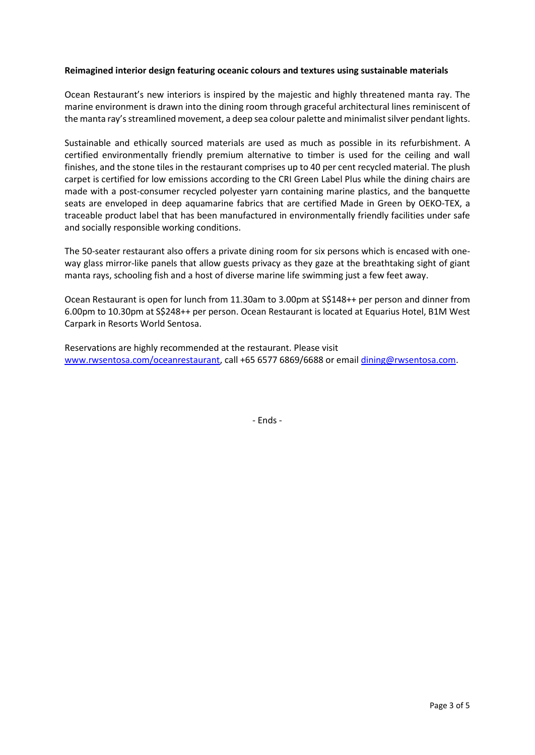**Reimagined interior design featuring oceanic colours and textures using sustainable materials**

Ocean Restaurant's new interiors is inspired by the majestic and highly threatened manta ray. The marine environment is drawn into the dining room through graceful architectural lines reminiscent of the manta ray's streamlined movement, a deep sea colour palette and minimalist silver pendant lights.

Sustainable and ethically sourced materials are used as much as possible in its refurbishment. A certified environmentally friendly premium alternative to timber is used for the ceiling and wall finishes, and the stone tiles in the restaurant comprises up to 40 per cent recycled material. The plush carpet is certified for low emissions according to the CRI Green Label Plus while the dining chairs are made with a post-consumer recycled polyester yarn containing marine plastics, and the banquette seats are enveloped in deep aquamarine fabrics that are certified Made in Green by OEKO-TEX, a traceable product label that has been manufactured in environmentally friendly facilities under safe and socially responsible working conditions.

The 50-seater restaurant also offers a private dining room for six persons which is encased with one-way glass mirror-like panels that allow guests privacy as they gaze at the breathtaking sight of giant manta rays, schooling fish and a host of diverse marine life swimming just a few feet away.

Ocean Restaurant is open for lunch from 11.30am to 3.00pm at S$148++ per person and dinner from 6.00pm to 10.30pm at S$248++ per person. Ocean Restaurant is located at Equarius Hotel, B1M West Carpark in Resorts World Sentosa.

Reservations are highly recommended at the restaurant. Please visit [www.rwsentosa.com/oceanrestaurant](http://www.rwsentosa.com/oceanrestaurant), call +65 6577 6869/6688 or email [dining@rwsentosa.com](mailto:dining@rwsentosa.com).

- Ends -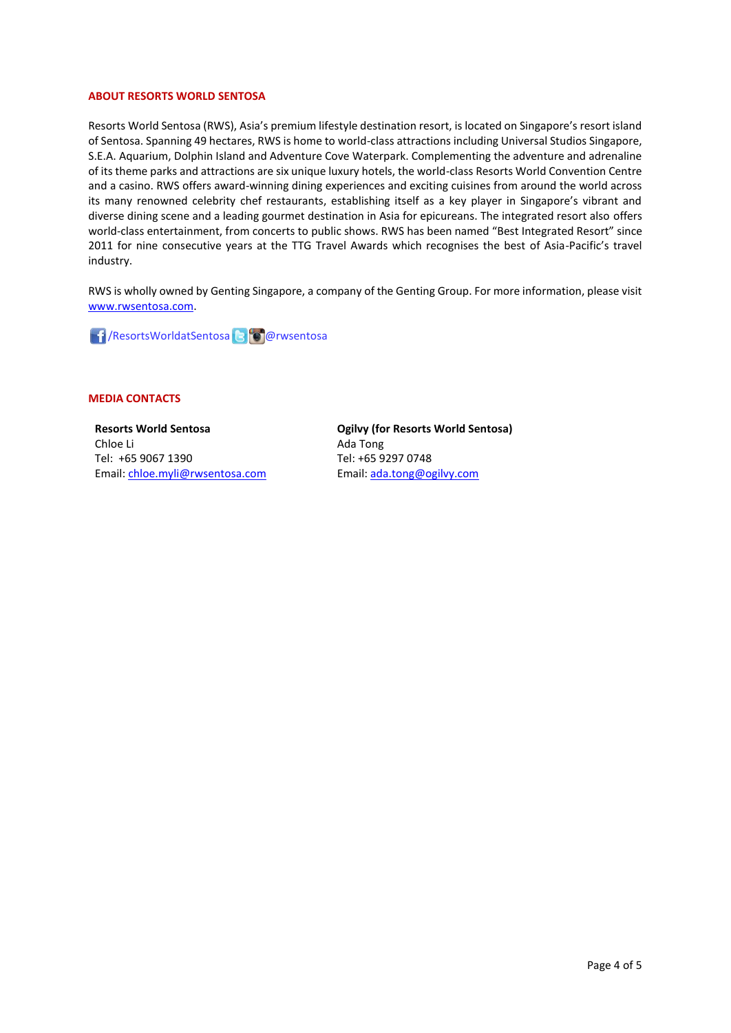## ABOUT RESORTS WORLD SENTOSA

Resorts World Sentosa (RWS), Asia's premium lifestyle destination resort, is located on Singapore's resort island of Sentosa. Spanning 49 hectares, RWS is home to world-class attractions including Universal Studios Singapore, S.E.A. Aquarium, Dolphin Island and Adventure Cove Waterpark. Complementing the adventure and adrenaline of its theme parks and attractions are six unique luxury hotels, the world-class Resorts World Convention Centre and a casino. RWS offers award-winning dining experiences and exciting cuisines from around the world across its many renowned celebrity chef restaurants, establishing itself as a key player in Singapore's vibrant and diverse dining scene and a leading gourmet destination in Asia for epicureans. The integrated resort also offers world-class entertainment, from concerts to public shows. RWS has been named "Best Integrated Resort" since 2011 for nine consecutive years at the TTG Travel Awards which recognises the best of Asia-Pacific's travel industry.

RWS is wholly owned by Genting Singapore, a company of the Genting Group. For more information, please visit www.rwsentosa.com.

/ResortsWorldatSentosa @rwsentosa

## MEDIA CONTACTS

**Resorts World Sentosa**
Chloe Li
Tel: +65 9067 1390
Email: chloe.myli@rwsentosa.com

**Ogilvy (for Resorts World Sentosa)**
Ada Tong
Tel: +65 9297 0748
Email: ada.tong@ogilvy.com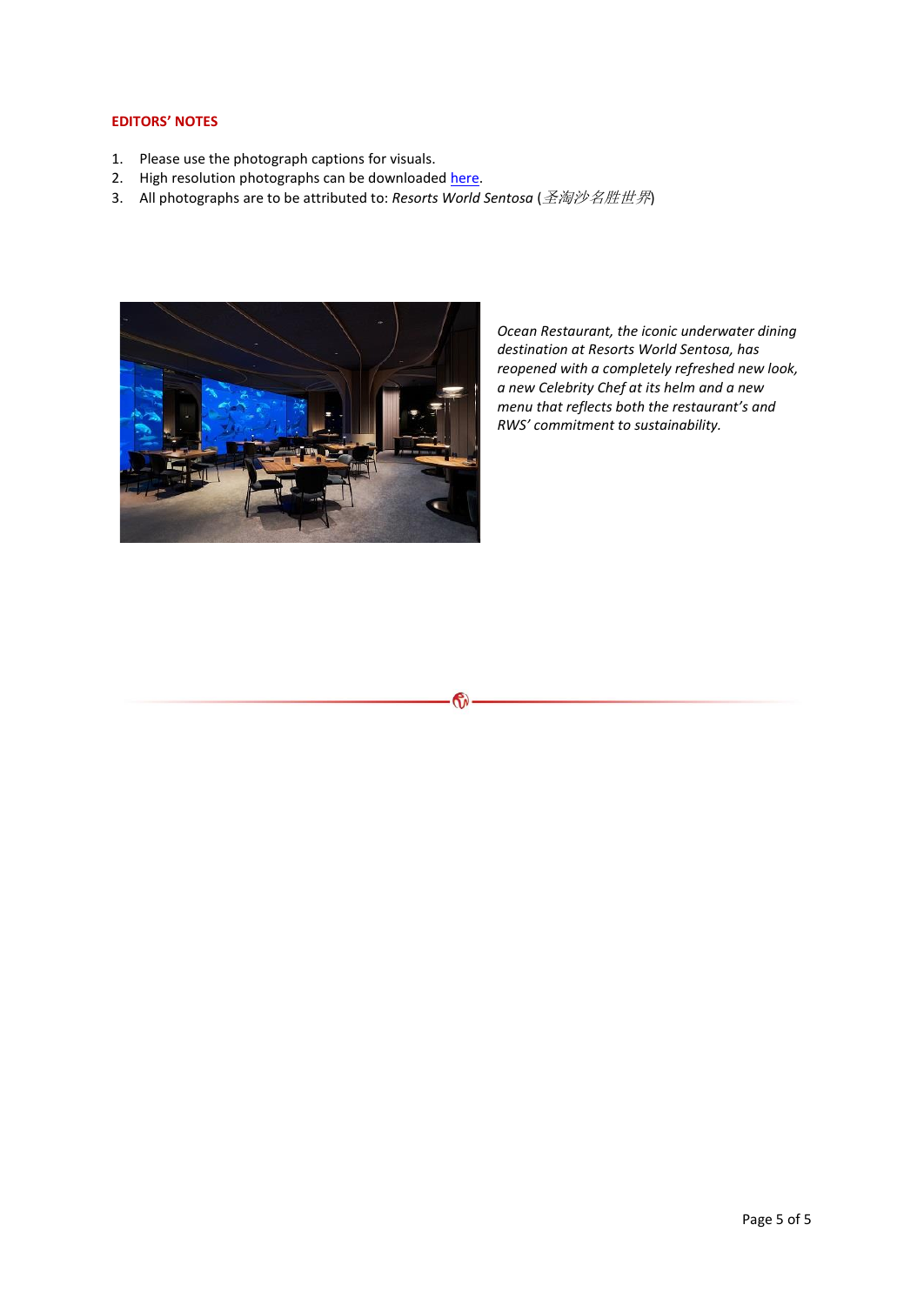**EDITORS' NOTES**

1. Please use the photograph captions for visuals.
2. High resolution photographs can be downloaded [here](#).
3. All photographs are to be attributed to: *Resorts World Sentosa* (*圣淘沙名胜世界*)

*Ocean Restaurant, the iconic underwater dining destination at Resorts World Sentosa, has reopened with a completely refreshed new look, a new Celebrity Chef at its helm and a new menu that reflects both the restaurant's and RWS' commitment to sustainability.*